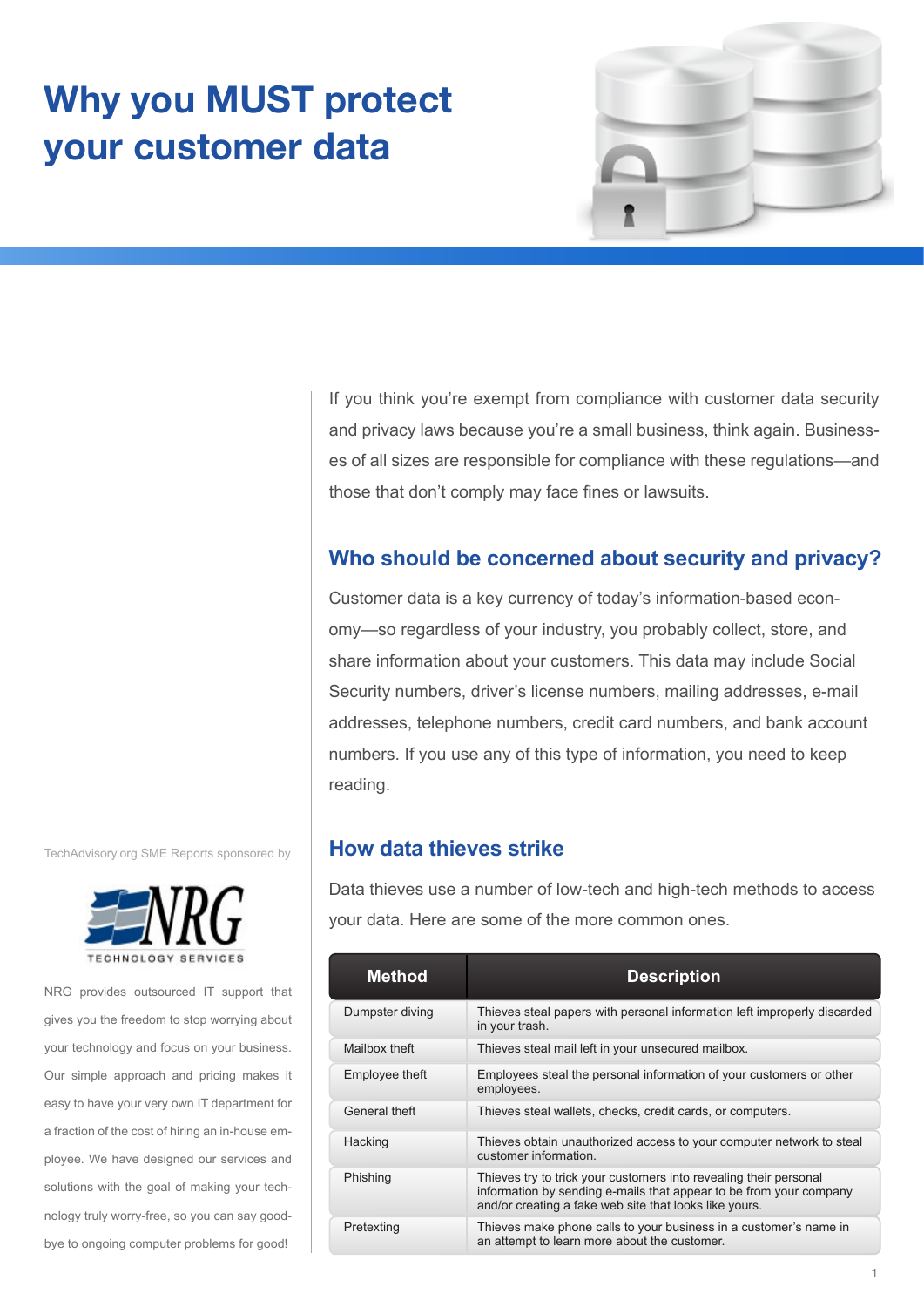# Why you MUST protect your customer data

If you think you're exempt from compliance with customer data security and privacy laws because you're a small business, think again. Businesses of all sizes are responsible for compliance with these regulations—and those that don't comply may face fines or lawsuits.

## Who should be concerned about security and privacy?

Customer data is a key currency of today's information-based economy—so regardless of your industry, you probably collect, store, and share information about your customers. This data may include Social Security numbers, driver's license numbers, mailing addresses, e-mail addresses, telephone numbers, credit card numbers, and bank account numbers. If you use any of this type of information, you need to keep reading.

## How data thieves strike

Data thieves use a number of low-tech and high-tech methods to access your data. Here are some of the more common ones.

| Method | Description |
|---|---|
| Dumpster diving | Thieves steal papers with personal information left improperly discarded in your trash. |
| Mailbox theft | Thieves steal mail left in your unsecured mailbox. |
| Employee theft | Employees steal the personal information of your customers or other employees. |
| General theft | Thieves steal wallets, checks, credit cards, or computers. |
| Hacking | Thieves obtain unauthorized access to your computer network to steal customer information. |
| Phishing | Thieves try to trick your customers into revealing their personal information by sending e-mails that appear to be from your company and/or creating a fake web site that looks like yours. |
| Pretexting | Thieves make phone calls to your business in a customer's name in an attempt to learn more about the customer. |

TechAdvisory.org SME Reports sponsored by

NRG TECHNOLOGY SERVICES

NRG provides outsourced IT support that gives you the freedom to stop worrying about your technology and focus on your business. Our simple approach and pricing makes it easy to have your very own IT department for a fraction of the cost of hiring an in-house employee. We have designed our services and solutions with the goal of making your technology truly worry-free, so you can say goodbye to ongoing computer problems for good!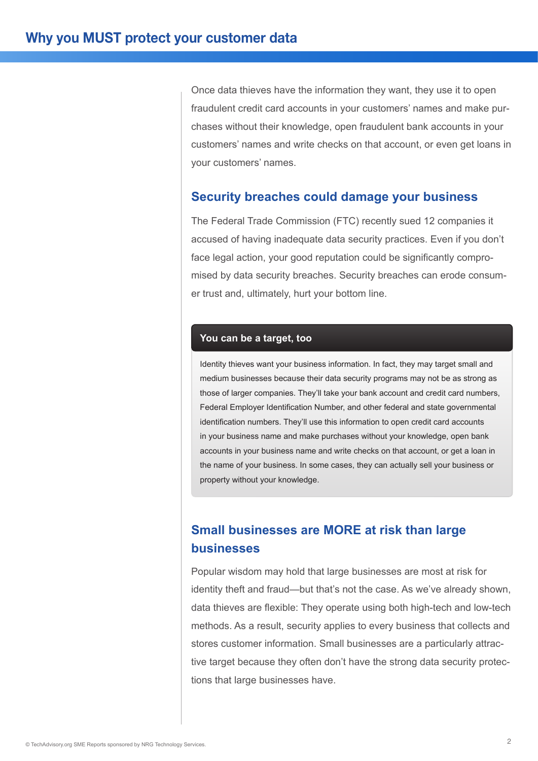## Why you MUST protect your customer data

Once data thieves have the information they want, they use it to open fraudulent credit card accounts in your customers' names and make purchases without their knowledge, open fraudulent bank accounts in your customers' names and write checks on that account, or even get loans in your customers' names.

### Security breaches could damage your business

The Federal Trade Commission (FTC) recently sued 12 companies it accused of having inadequate data security practices. Even if you don't face legal action, your good reputation could be significantly compromised by data security breaches. Security breaches can erode consumer trust and, ultimately, hurt your bottom line.

**You can be a target, too**

Identity thieves want your business information. In fact, they may target small and medium businesses because their data security programs may not be as strong as those of larger companies. They'll take your bank account and credit card numbers, Federal Employer Identification Number, and other federal and state governmental identification numbers. They'll use this information to open credit card accounts in your business name and make purchases without your knowledge, open bank accounts in your business name and write checks on that account, or get a loan in the name of your business. In some cases, they can actually sell your business or property without your knowledge.

### Small businesses are MORE at risk than large businesses

Popular wisdom may hold that large businesses are most at risk for identity theft and fraud—but that's not the case. As we've already shown, data thieves are flexible: They operate using both high-tech and low-tech methods. As a result, security applies to every business that collects and stores customer information. Small businesses are a particularly attractive target because they often don't have the strong data security protections that large businesses have.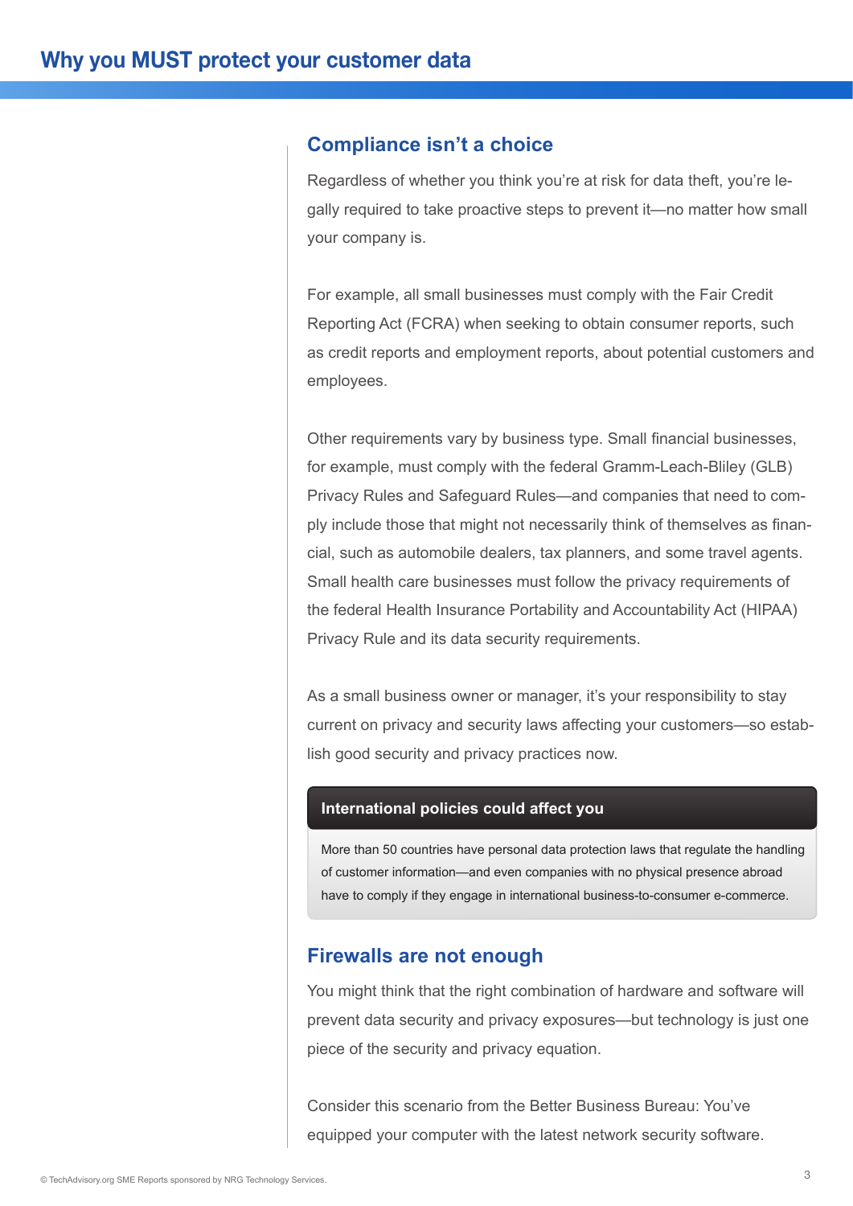# Why you MUST protect your customer data

## Compliance isn't a choice

Regardless of whether you think you're at risk for data theft, you're legally required to take proactive steps to prevent it—no matter how small your company is.

For example, all small businesses must comply with the Fair Credit Reporting Act (FCRA) when seeking to obtain consumer reports, such as credit reports and employment reports, about potential customers and employees.

Other requirements vary by business type. Small financial businesses, for example, must comply with the federal Gramm-Leach-Bliley (GLB) Privacy Rules and Safeguard Rules—and companies that need to comply include those that might not necessarily think of themselves as financial, such as automobile dealers, tax planners, and some travel agents. Small health care businesses must follow the privacy requirements of the federal Health Insurance Portability and Accountability Act (HIPAA) Privacy Rule and its data security requirements.

As a small business owner or manager, it's your responsibility to stay current on privacy and security laws affecting your customers—so establish good security and privacy practices now.

**International policies could affect you**

More than 50 countries have personal data protection laws that regulate the handling of customer information—and even companies with no physical presence abroad have to comply if they engage in international business-to-consumer e-commerce.

## Firewalls are not enough

You might think that the right combination of hardware and software will prevent data security and privacy exposures—but technology is just one piece of the security and privacy equation.

Consider this scenario from the Better Business Bureau: You've equipped your computer with the latest network security software.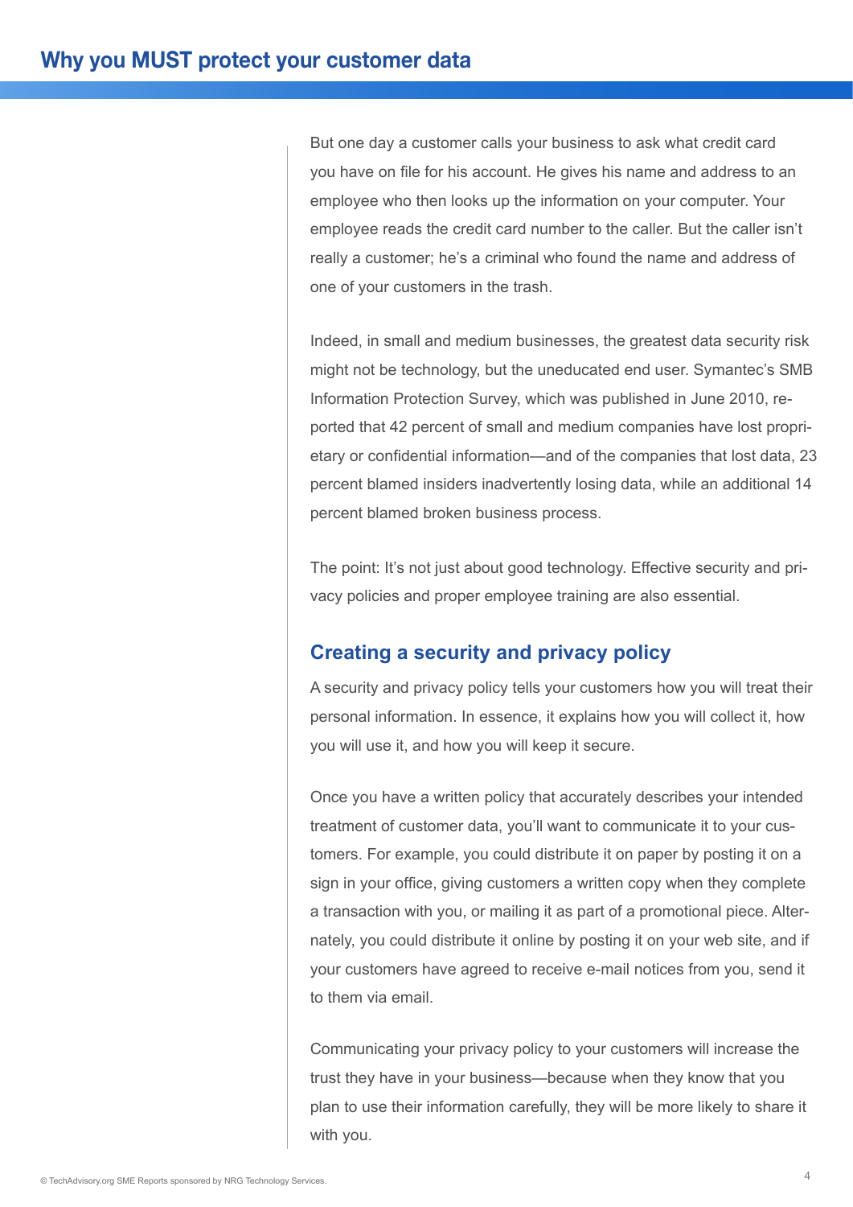But one day a customer calls your business to ask what credit card you have on file for his account. He gives his name and address to an employee who then looks up the information on your computer. Your employee reads the credit card number to the caller. But the caller isn't really a customer; he's a criminal who found the name and address of one of your customers in the trash.

Indeed, in small and medium businesses, the greatest data security risk might not be technology, but the uneducated end user. Symantec's SMB Information Protection Survey, which was published in June 2010, reported that 42 percent of small and medium companies have lost proprietary or confidential information—and of the companies that lost data, 23 percent blamed insiders inadvertently losing data, while an additional 14 percent blamed broken business process.

The point: It's not just about good technology. Effective security and privacy policies and proper employee training are also essential.

## Creating a security and privacy policy

A security and privacy policy tells your customers how you will treat their personal information. In essence, it explains how you will collect it, how you will use it, and how you will keep it secure.

Once you have a written policy that accurately describes your intended treatment of customer data, you'll want to communicate it to your customers. For example, you could distribute it on paper by posting it on a sign in your office, giving customers a written copy when they complete a transaction with you, or mailing it as part of a promotional piece. Alternately, you could distribute it online by posting it on your web site, and if your customers have agreed to receive e-mail notices from you, send it to them via email.

Communicating your privacy policy to your customers will increase the trust they have in your business—because when they know that you plan to use their information carefully, they will be more likely to share it with you.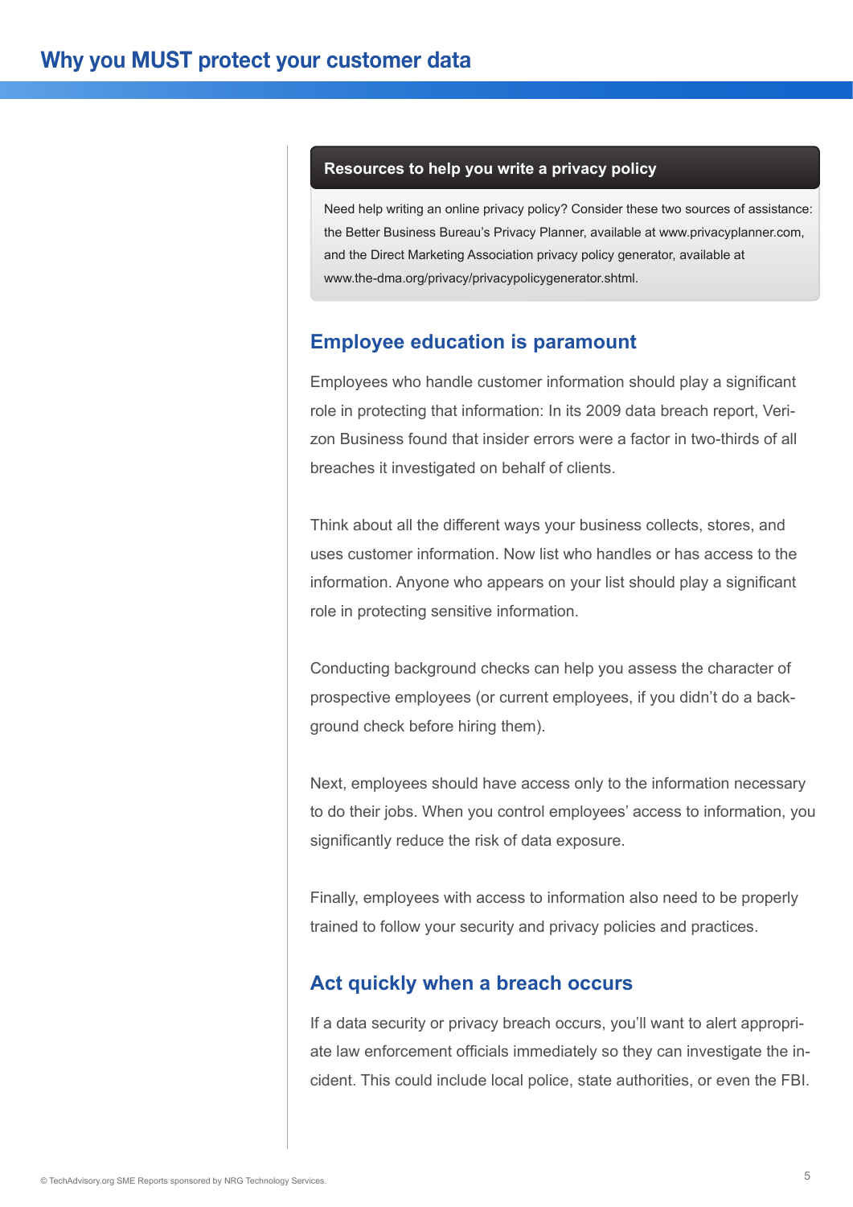## Resources to help you write a privacy policy

Need help writing an online privacy policy? Consider these two sources of assistance: the Better Business Bureau's Privacy Planner, available at www.privacyplanner.com, and the Direct Marketing Association privacy policy generator, available at www.the-dma.org/privacy/privacypolicygenerator.shtml.

## Employee education is paramount

Employees who handle customer information should play a significant role in protecting that information: In its 2009 data breach report, Verizon Business found that insider errors were a factor in two-thirds of all breaches it investigated on behalf of clients.

Think about all the different ways your business collects, stores, and uses customer information. Now list who handles or has access to the information. Anyone who appears on your list should play a significant role in protecting sensitive information.

Conducting background checks can help you assess the character of prospective employees (or current employees, if you didn't do a background check before hiring them).

Next, employees should have access only to the information necessary to do their jobs. When you control employees' access to information, you significantly reduce the risk of data exposure.

Finally, employees with access to information also need to be properly trained to follow your security and privacy policies and practices.

## Act quickly when a breach occurs

If a data security or privacy breach occurs, you'll want to alert appropriate law enforcement officials immediately so they can investigate the incident. This could include local police, state authorities, or even the FBI.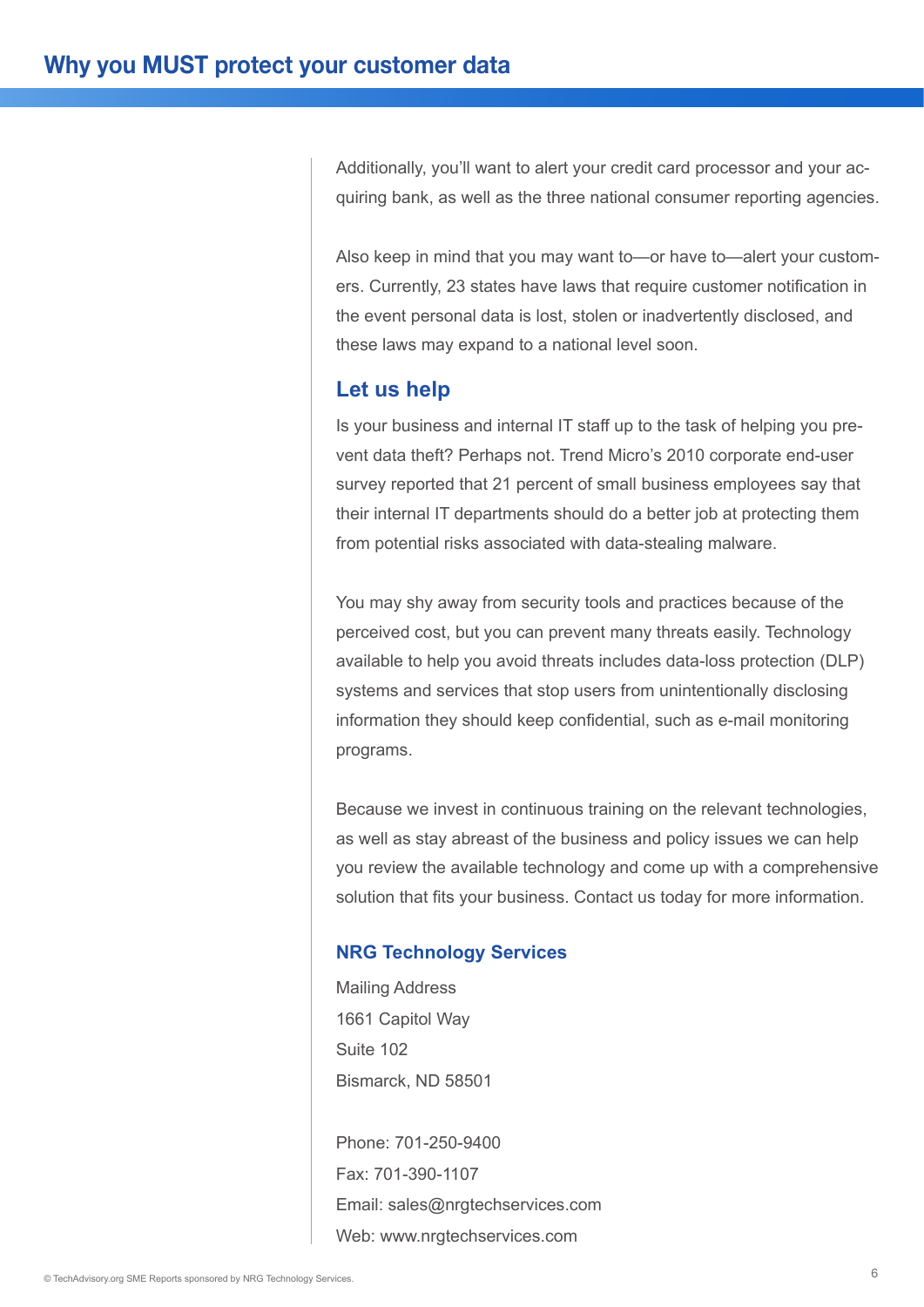Additionally, you'll want to alert your credit card processor and your acquiring bank, as well as the three national consumer reporting agencies.

Also keep in mind that you may want to—or have to—alert your customers. Currently, 23 states have laws that require customer notification in the event personal data is lost, stolen or inadvertently disclosed, and these laws may expand to a national level soon.

## Let us help

Is your business and internal IT staff up to the task of helping you prevent data theft? Perhaps not. Trend Micro's 2010 corporate end-user survey reported that 21 percent of small business employees say that their internal IT departments should do a better job at protecting them from potential risks associated with data-stealing malware.

You may shy away from security tools and practices because of the perceived cost, but you can prevent many threats easily. Technology available to help you avoid threats includes data-loss protection (DLP) systems and services that stop users from unintentionally disclosing information they should keep confidential, such as e-mail monitoring programs.

Because we invest in continuous training on the relevant technologies, as well as stay abreast of the business and policy issues we can help you review the available technology and come up with a comprehensive solution that fits your business. Contact us today for more information.

### NRG Technology Services

Mailing Address
1661 Capitol Way
Suite 102
Bismarck, ND 58501

Phone: 701-250-9400
Fax: 701-390-1107
Email: sales@nrgtechservices.com
Web: www.nrgtechservices.com